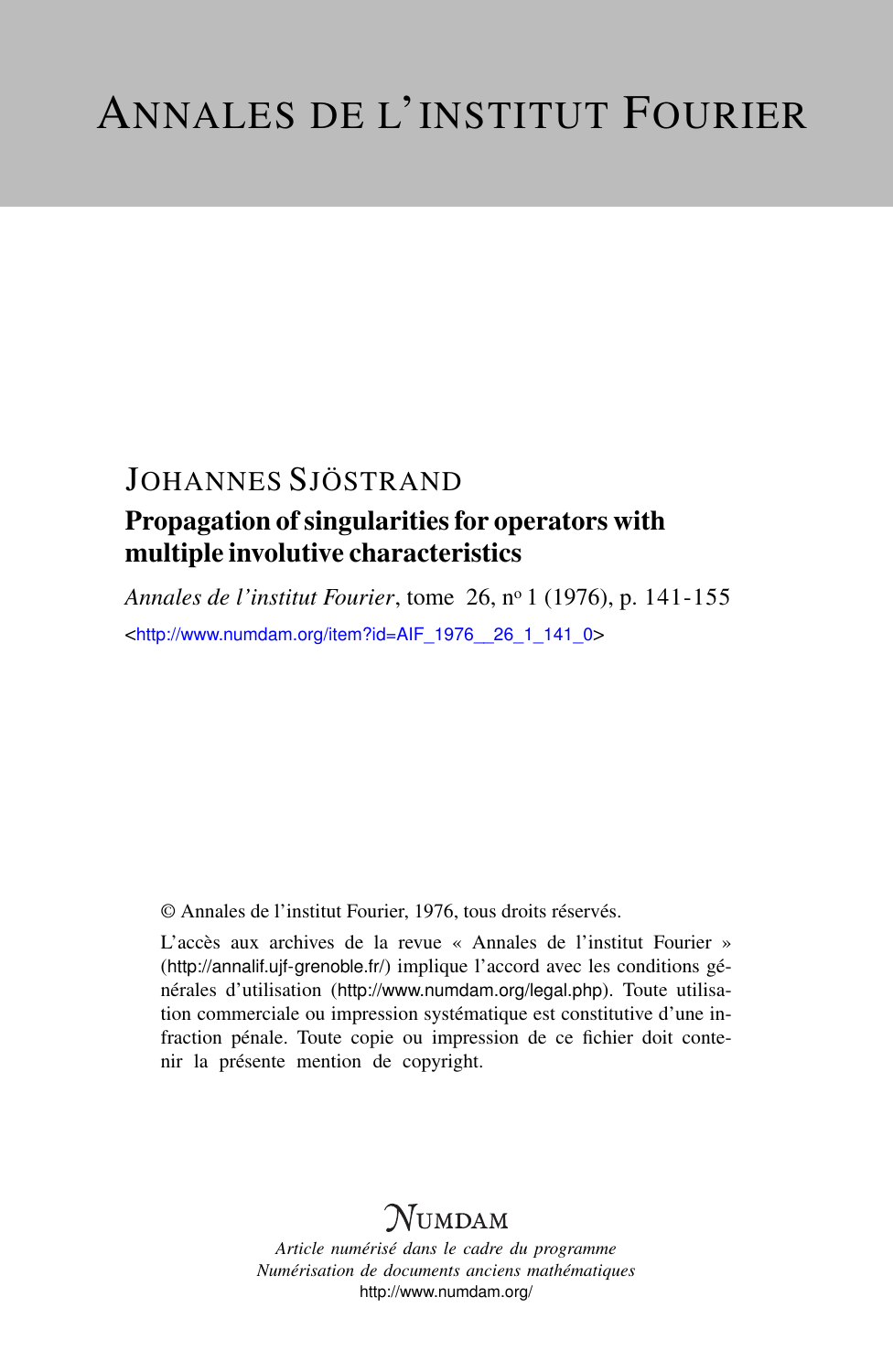# ANNALES DE L'INSTITUT FOURIER

JOHANNES SJÖSTRAND

## Propagation of singularities for operators with multiple involutive characteristics

*Annales de l'institut Fourier*, tome 26, nº 1 (1976), p. 141-155

<http://www.numdam.org/item?id=AIF_1976__26_1_141_0>

© Annales de l'institut Fourier, 1976, tous droits réservés.

L'accès aux archives de la revue « Annales de l'institut Fourier » (http://annalif.ujf-grenoble.fr/) implique l'accord avec les conditions générales d'utilisation (http://www.numdam.org/legal.php). Toute utilisation commerciale ou impression systématique est constitutive d'une infraction pénale. Toute copie ou impression de ce fichier doit contenir la présente mention de copyright.

NUMDAM

*Article numérisé dans le cadre du programme*
*Numérisation de documents anciens mathématiques*
http://www.numdam.org/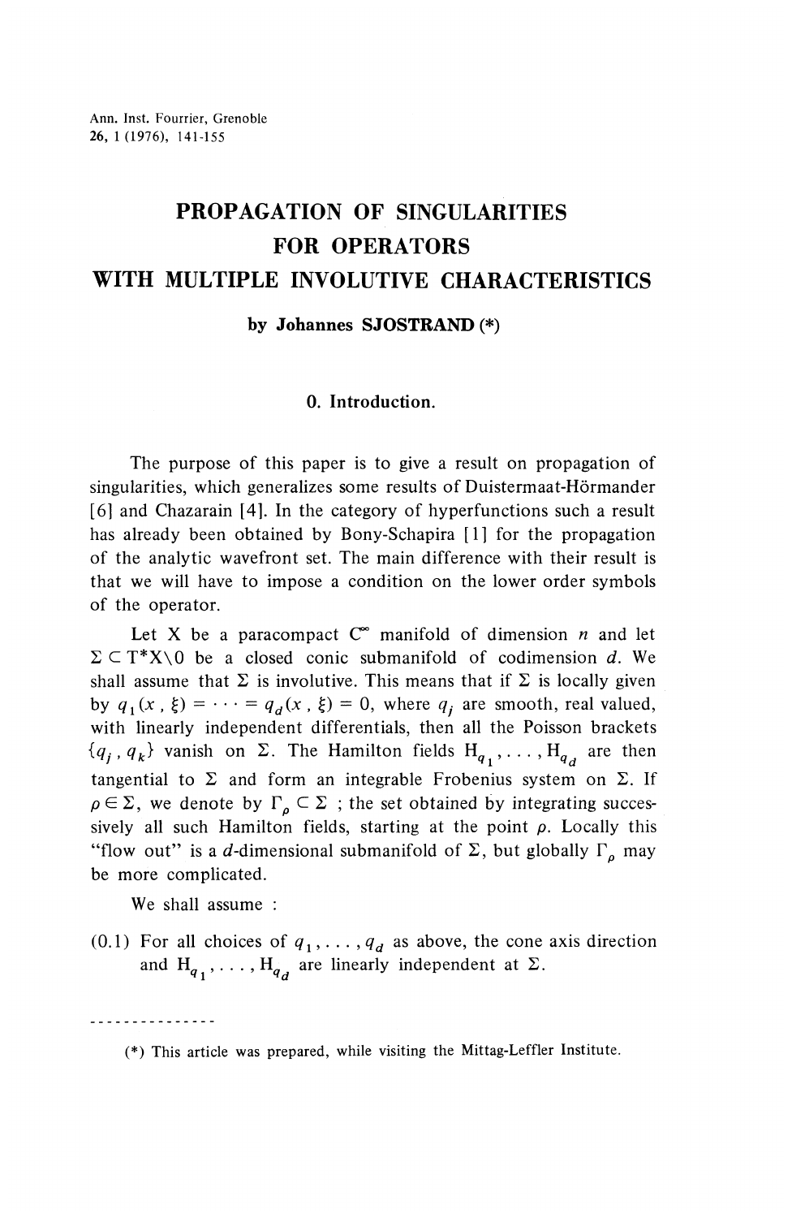# PROPAGATION OF SINGULARITIES FOR OPERATORS WITH MULTIPLE INVOLUTIVE CHARACTERISTICS

**by Johannes SJOSTRAND (*)**

## 0. Introduction.

The purpose of this paper is to give a result on propagation of singularities, which generalizes some results of Duistermaat-Hörmander [6] and Chazarain [4]. In the category of hyperfunctions such a result has already been obtained by Bony-Schapira [1] for the propagation of the analytic wavefront set. The main difference with their result is that we will have to impose a condition on the lower order symbols of the operator.

Let X be a paracompact $C^\infty$ manifold of dimension $n$ and let $\Sigma \subset T^*X\backslash 0$ be a closed conic submanifold of codimension $d$. We shall assume that $\Sigma$ is involutive. This means that if $\Sigma$ is locally given by $q_1(x, \xi) = \cdots = q_d(x, \xi) = 0$, where $q_j$ are smooth, real valued, with linearly independent differentials, then all the Poisson brackets $\{q_j, q_k\}$ vanish on $\Sigma$. The Hamilton fields $H_{q_1}, \ldots, H_{q_d}$ are then tangential to $\Sigma$ and form an integrable Frobenius system on $\Sigma$. If $\rho \in \Sigma$, we denote by $\Gamma_\rho \subset \Sigma$ ; the set obtained by integrating successively all such Hamilton fields, starting at the point $\rho$. Locally this "flow out" is a $d$-dimensional submanifold of $\Sigma$, but globally $\Gamma_\rho$ may be more complicated.

We shall assume :

(0.1) For all choices of $q_1, \ldots, q_d$ as above, the cone axis direction and $H_{q_1}, \ldots, H_{q_d}$ are linearly independent at $\Sigma$.

---

(*) This article was prepared, while visiting the Mittag-Leffler Institute.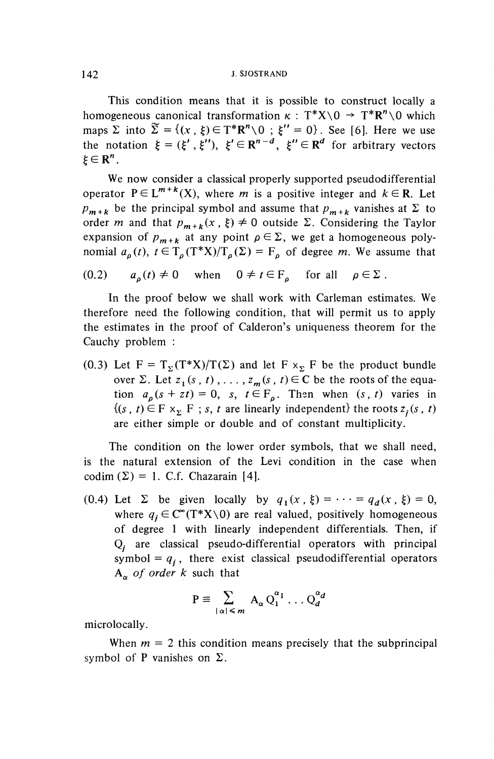This condition means that it is possible to construct locally a homogeneous canonical transformation $\kappa : T^*X\backslash 0 \to T^*\mathbf{R}^n\backslash 0$ which maps $\Sigma$ into $\widetilde{\Sigma} = \{(x, \xi) \in T^*\mathbf{R}^n\backslash 0 \ ; \ \xi'' = 0\}$. See [6]. Here we use the notation $\xi = (\xi', \xi'')$, $\xi' \in \mathbf{R}^{n-d}$, $\xi'' \in \mathbf{R}^d$ for arbitrary vectors $\xi \in \mathbf{R}^n$.

We now consider a classical properly supported pseudodifferential operator $P \in L^{m+k}(X)$, where $m$ is a positive integer and $k \in \mathbf{R}$. Let $p_{m+k}$ be the principal symbol and assume that $p_{m+k}$ vanishes at $\Sigma$ to order $m$ and that $p_{m+k}(x, \xi) \neq 0$ outside $\Sigma$. Considering the Taylor expansion of $p_{m+k}$ at any point $\rho \in \Sigma$, we get a homogeneous polynomial $a_\rho(t)$, $t \in T_\rho(T^*X)/T_\rho(\Sigma) = F_\rho$ of degree $m$. We assume that

(0.2) $\quad a_\rho(t) \neq 0 \quad$ when $\quad 0 \neq t \in F_\rho \quad$ for all $\quad \rho \in \Sigma$.

In the proof below we shall work with Carleman estimates. We therefore need the following condition, that will permit us to apply the estimates in the proof of Calderon's uniqueness theorem for the Cauchy problem :

(0.3) Let $F = T_\Sigma(T^*X)/T(\Sigma)$ and let $F \times_\Sigma F$ be the product bundle over $\Sigma$. Let $z_1(s, t), \ldots, z_m(s, t) \in \mathbf{C}$ be the roots of the equation $a_\rho(s + zt) = 0$, $s, t \in F_\rho$. Then when $(s, t)$ varies in $\{(s, t) \in F \times_\Sigma F \ ; \ s, t \text{ are linearly independent}\}$ the roots $z_j(s, t)$ are either simple or double and of constant multiplicity.

The condition on the lower order symbols, that we shall need, is the natural extension of the Levi condition in the case when $\operatorname{codim}(\Sigma) = 1$. C.f. Chazarain [4].

(0.4) Let $\Sigma$ be given locally by $q_1(x, \xi) = \cdots = q_d(x, \xi) = 0$, where $q_j \in C^\infty(T^*X\backslash 0)$ are real valued, positively homogeneous of degree 1 with linearly independent differentials. Then, if $Q_j$ are classical pseudo-differential operators with principal symbol $= q_j$, there exist classical pseudodifferential operators $A_\alpha$ *of order* $k$ such that

$$P \equiv \sum_{|\alpha| \leq m} A_\alpha Q_1^{\alpha_1} \ldots Q_d^{\alpha_d}$$

microlocally.

When $m = 2$ this condition means precisely that the subprincipal symbol of $P$ vanishes on $\Sigma$.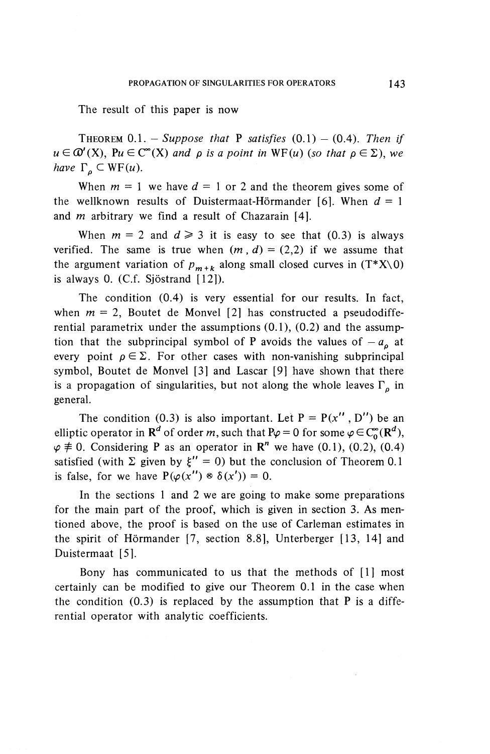The result of this paper is now

THEOREM 0.1. – *Suppose that* P *satisfies* (0.1) – (0.4). *Then if* $u \in \mathcal{D}'(X)$, $Pu \in C^\infty(X)$ *and* $\rho$ *is a point in* WF$(u)$ (*so that* $\rho \in \Sigma$), *we have* $\Gamma_\rho \subset \mathrm{WF}(u)$.

When $m = 1$ we have $d = 1$ or 2 and the theorem gives some of the wellknown results of Duistermaat-Hörmander [6]. When $d = 1$ and $m$ arbitrary we find a result of Chazarain [4].

When $m = 2$ and $d \geq 3$ it is easy to see that (0.3) is always verified. The same is true when $(m, d) = (2,2)$ if we assume that the argument variation of $p_{m+k}$ along small closed curves in $(T^*X\backslash 0)$ is always 0. (C.f. Sjöstrand [12]).

The condition (0.4) is very essential for our results. In fact, when $m = 2$, Boutet de Monvel [2] has constructed a pseudodifferential parametrix under the assumptions (0.1), (0.2) and the assumption that the subprincipal symbol of P avoids the values of $-a_\rho$ at every point $\rho \in \Sigma$. For other cases with non-vanishing subprincipal symbol, Boutet de Monvel [3] and Lascar [9] have shown that there is a propagation of singularities, but not along the whole leaves $\Gamma_\rho$ in general.

The condition (0.3) is also important. Let $P = P(x'', D'')$ be an elliptic operator in $\mathbf{R}^d$ of order $m$, such that $P\varphi = 0$ for some $\varphi \in C_0^\infty(\mathbf{R}^d)$, $\varphi \not\equiv 0$. Considering P as an operator in $\mathbf{R}^n$ we have (0.1), (0.2), (0.4) satisfied (with $\Sigma$ given by $\xi'' = 0$) but the conclusion of Theorem 0.1 is false, for we have $P(\varphi(x'') \otimes \delta(x')) = 0$.

In the sections 1 and 2 we are going to make some preparations for the main part of the proof, which is given in section 3. As mentioned above, the proof is based on the use of Carleman estimates in the spirit of Hörmander [7, section 8.8], Unterberger [13, 14] and Duistermaat [5].

Bony has communicated to us that the methods of [1] most certainly can be modified to give our Theorem 0.1 in the case when the condition (0.3) is replaced by the assumption that P is a differential operator with analytic coefficients.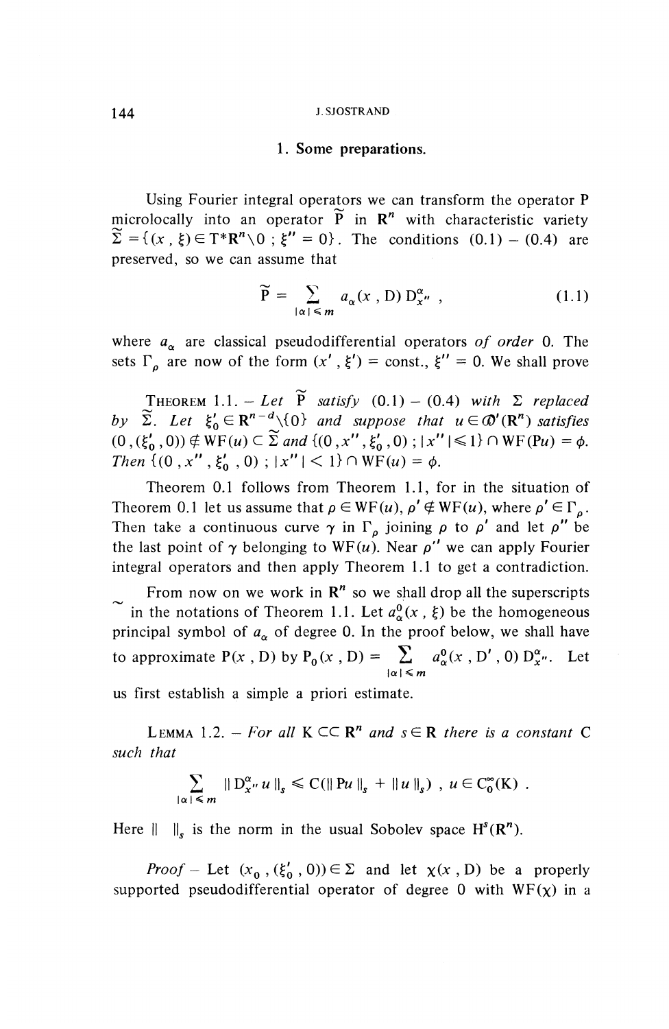## 1. Some preparations.

Using Fourier integral operators we can transform the operator P microlocally into an operator $\widetilde{P}$ in $\mathbf{R}^n$ with characteristic variety $\widetilde{\Sigma} = \{(x, \xi) \in T^*\mathbf{R}^n \backslash 0 \; ; \; \xi'' = 0\}$. The conditions (0.1) – (0.4) are preserved, so we can assume that

$$\widetilde{P} = \sum_{|\alpha| \leq m} a_\alpha(x, D) D_{x''}^\alpha , \tag{1.1}$$

where $a_\alpha$ are classical pseudodifferential operators *of order* 0. The sets $\Gamma_\rho$ are now of the form $(x', \xi') = \text{const.}, \xi'' = 0$. We shall prove

THEOREM 1.1. – *Let $\widetilde{P}$ satisfy* (0.1) – (0.4) *with $\Sigma$ replaced by $\widetilde{\Sigma}$. Let $\xi_0' \in \mathbf{R}^{n-d} \backslash \{0\}$ and suppose that $u \in \mathcal{D}'(\mathbf{R}^n)$ satisfies $(0, (\xi_0', 0)) \notin \mathrm{WF}(u) \subset \widetilde{\Sigma}$ and $\{(0, x'', \xi_0', 0) \; ; \; |x''| \leq 1\} \cap \mathrm{WF}(Pu) = \phi$. Then $\{(0, x'', \xi_0', 0) \; ; \; |x''| < 1\} \cap \mathrm{WF}(u) = \phi$.*

Theorem 0.1 follows from Theorem 1.1, for in the situation of Theorem 0.1 let us assume that $\rho \in \mathrm{WF}(u)$, $\rho' \notin \mathrm{WF}(u)$, where $\rho' \in \Gamma_\rho$. Then take a continuous curve $\gamma$ in $\Gamma_\rho$ joining $\rho$ to $\rho'$ and let $\rho''$ be the last point of $\gamma$ belonging to $\mathrm{WF}(u)$. Near $\rho''$ we can apply Fourier integral operators and then apply Theorem 1.1 to get a contradiction.

From now on we work in $\mathbf{R}^n$ so we shall drop all the superscripts $\sim$ in the notations of Theorem 1.1. Let $a_\alpha^0(x, \xi)$ be the homogeneous principal symbol of $a_\alpha$ of degree 0. In the proof below, we shall have to approximate $P(x, D)$ by $P_0(x, D) = \sum_{|\alpha| \leq m} a_\alpha^0(x, D', 0) D_{x''}^\alpha$. Let us first establish a simple a priori estimate.

LEMMA 1.2. – *For all $K \subset\subset \mathbf{R}^n$ and $s \in \mathbf{R}$ there is a constant C such that*

$$\sum_{|\alpha| \leq m} \| D_{x''}^\alpha u \|_s \leq C(\| Pu \|_s + \| u \|_s) \; , \; u \in C_0^\infty(K) \; .$$

Here $\| \;\; \|_s$ is the norm in the usual Sobolev space $H^s(\mathbf{R}^n)$.

*Proof* – Let $(x_0, (\xi_0', 0)) \in \Sigma$ and let $\chi(x, D)$ be a properly supported pseudodifferential operator of degree 0 with $\mathrm{WF}(\chi)$ in a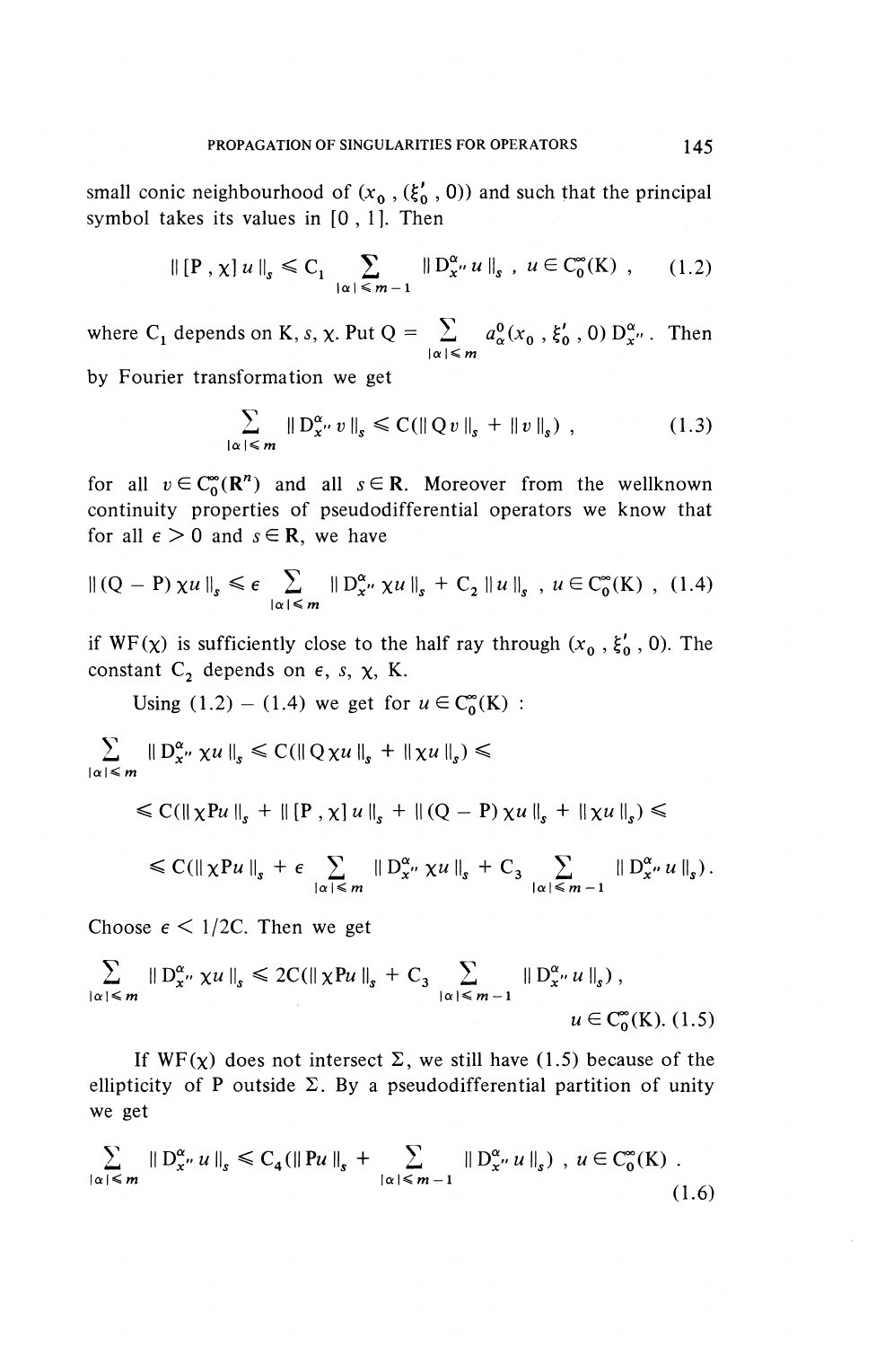small conic neighbourhood of $(x_0, (\xi_0', 0))$ and such that the principal symbol takes its values in $[0, 1]$. Then

$$\| [P, \chi] u \|_s \leq C_1 \sum_{|\alpha| \leq m-1} \| D_{x''}^{\alpha} u \|_s , \quad u \in C_0^\infty(K) , \tag{1.2}$$

where $C_1$ depends on $K, s, \chi$. Put $Q = \sum_{|\alpha| \leq m} a_\alpha^0(x_0, \xi_0', 0) D_{x''}^{\alpha}$. Then by Fourier transformation we get

$$\sum_{|\alpha| \leq m} \| D_{x''}^{\alpha} v \|_s \leq C(\| Q v \|_s + \| v \|_s) , \tag{1.3}$$

for all $v \in C_0^\infty(\mathbf{R}^n)$ and all $s \in \mathbf{R}$. Moreover from the wellknown continuity properties of pseudodifferential operators we know that for all $\epsilon > 0$ and $s \in \mathbf{R}$, we have

$$\| (Q - P) \chi u \|_s \leq \epsilon \sum_{|\alpha| \leq m} \| D_{x''}^{\alpha} \chi u \|_s + C_2 \| u \|_s , \quad u \in C_0^\infty(K) , \tag{1.4}$$

if $WF(\chi)$ is sufficiently close to the half ray through $(x_0, \xi_0', 0)$. The constant $C_2$ depends on $\epsilon, s, \chi, K$.

Using (1.2) – (1.4) we get for $u \in C_0^\infty(K)$ :

$$\sum_{|\alpha| \leq m} \| D_{x''}^{\alpha} \chi u \|_s \leq C(\| Q \chi u \|_s + \| \chi u \|_s) \leq$$

$$\leq C(\| \chi P u \|_s + \| [P, \chi] u \|_s + \| (Q - P) \chi u \|_s + \| \chi u \|_s) \leq$$

$$\leq C(\| \chi P u \|_s + \epsilon \sum_{|\alpha| \leq m} \| D_{x''}^{\alpha} \chi u \|_s + C_3 \sum_{|\alpha| \leq m-1} \| D_{x''}^{\alpha} u \|_s).$$

Choose $\epsilon < 1/2C$. Then we get

$$\sum_{|\alpha| \leq m} \| D_{x''}^{\alpha} \chi u \|_s \leq 2C(\| \chi P u \|_s + C_3 \sum_{|\alpha| \leq m-1} \| D_{x''}^{\alpha} u \|_s) , \quad u \in C_0^\infty(K). \tag{1.5}$$

If $WF(\chi)$ does not intersect $\Sigma$, we still have (1.5) because of the ellipticity of $P$ outside $\Sigma$. By a pseudodifferential partition of unity we get

$$\sum_{|\alpha| \leq m} \| D_{x''}^{\alpha} u \|_s \leq C_4(\| P u \|_s + \sum_{|\alpha| \leq m-1} \| D_{x''}^{\alpha} u \|_s) , \quad u \in C_0^\infty(K) . \tag{1.6}$$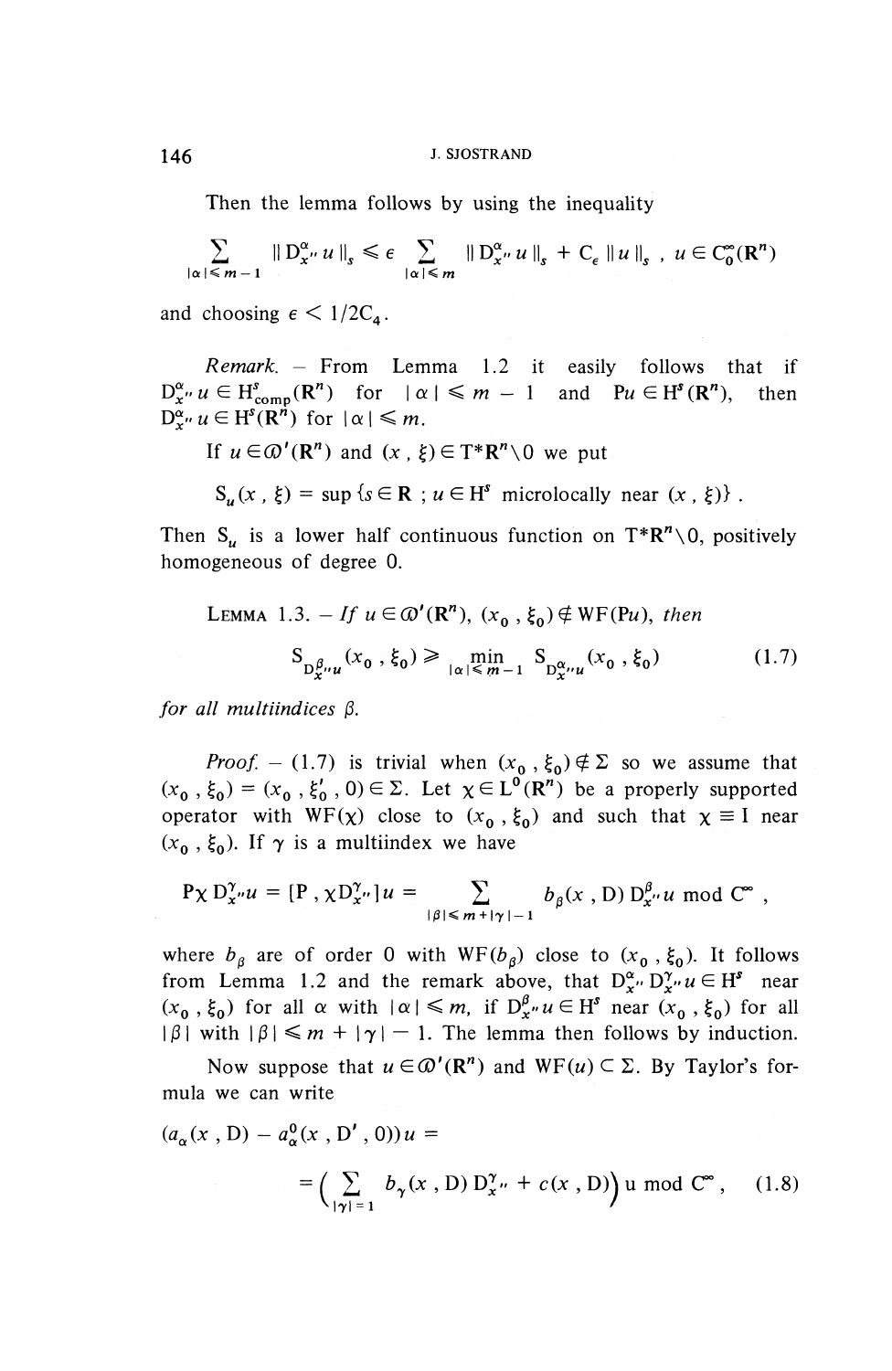Then the lemma follows by using the inequality

$$\sum_{|\alpha| \leqslant m-1} \| D_{x''}^{\alpha} u \|_s \leqslant \epsilon \sum_{|\alpha| \leqslant m} \| D_{x''}^{\alpha} u \|_s + C_\epsilon \| u \|_s , \; u \in C_0^\infty(\mathbf{R}^n)$$

and choosing $\epsilon < 1/2C_4$.

*Remark.* – From Lemma 1.2 it easily follows that if $D_{x''}^{\alpha} u \in H^s_{\text{comp}}(\mathbf{R}^n)$ for $|\alpha| \leqslant m-1$ and $Pu \in H^s(\mathbf{R}^n)$, then $D_{x''}^{\alpha} u \in H^s(\mathbf{R}^n)$ for $|\alpha| \leqslant m$.

If $u \in \mathcal{D}'(\mathbf{R}^n)$ and $(x, \xi) \in T^*\mathbf{R}^n \backslash 0$ we put

$$S_u(x, \xi) = \sup \{ s \in \mathbf{R} \; ; u \in H^s \text{ microlocally near } (x, \xi) \} .$$

Then $S_u$ is a lower half continuous function on $T^*\mathbf{R}^n \backslash 0$, positively homogeneous of degree 0.

LEMMA 1.3. – *If $u \in \mathcal{D}'(\mathbf{R}^n)$, $(x_0, \xi_0) \notin WF(Pu)$, then*

$$S_{D_{x''}^{\beta} u}(x_0, \xi_0) \geqslant \min_{|\alpha| \leqslant m-1} S_{D_{x''}^{\alpha} u}(x_0, \xi_0) \tag{1.7}$$

*for all multiindices $\beta$.*

*Proof.* – (1.7) is trivial when $(x_0, \xi_0) \notin \Sigma$ so we assume that $(x_0, \xi_0) = (x_0, \xi_0', 0) \in \Sigma$. Let $\chi \in L^0(\mathbf{R}^n)$ be a properly supported operator with $WF(\chi)$ close to $(x_0, \xi_0)$ and such that $\chi \equiv I$ near $(x_0, \xi_0)$. If $\gamma$ is a multiindex we have

$$P\chi D_{x''}^{\gamma} u = [P, \chi D_{x''}^{\gamma}] u = \sum_{|\beta| \leqslant m + |\gamma| - 1} b_\beta(x, D) D_{x''}^{\beta} u \bmod C^\infty ,$$

where $b_\beta$ are of order 0 with $WF(b_\beta)$ close to $(x_0, \xi_0)$. It follows from Lemma 1.2 and the remark above, that $D_{x''}^{\alpha} D_{x''}^{\gamma} u \in H^s$ near $(x_0, \xi_0)$ for all $\alpha$ with $|\alpha| \leqslant m$, if $D_{x''}^{\beta} u \in H^s$ near $(x_0, \xi_0)$ for all $|\beta|$ with $|\beta| \leqslant m + |\gamma| - 1$. The lemma then follows by induction.

Now suppose that $u \in \mathcal{D}'(\mathbf{R}^n)$ and $WF(u) \subset \Sigma$. By Taylor's formula we can write

$$(a_\alpha(x, D) - a_\alpha^0(x, D', 0)) u = \left( \sum_{|\gamma| = 1} b_\gamma(x, D) D_{x''}^{\gamma} + c(x, D) \right) u \bmod C^\infty , \tag{1.8}$$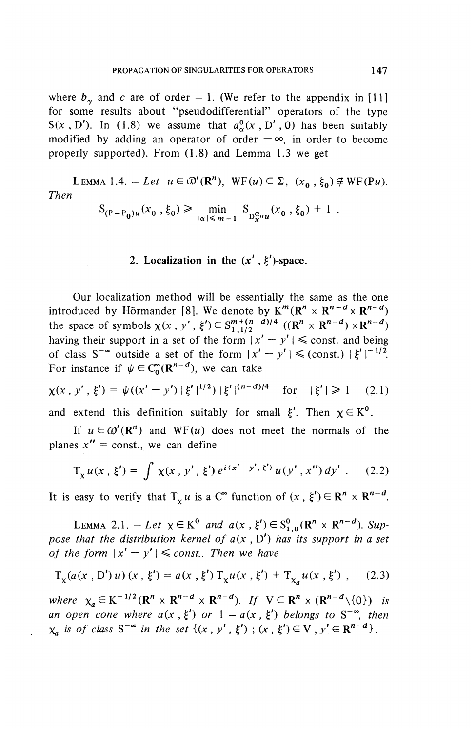where $b_\gamma$ and $c$ are of order $-1$. (We refer to the appendix in [11] for some results about "pseudodifferential" operators of the type $S(x, D')$. In (1.8) we assume that $a^0_\alpha(x, D', 0)$ has been suitably modified by adding an operator of order $-\infty$, in order to become properly supported). From (1.8) and Lemma 1.3 we get

LEMMA 1.4. – *Let* $u \in \mathcal{D}'(\mathbf{R}^n)$, $\mathrm{WF}(u) \subset \Sigma$, $(x_0, \xi_0) \notin \mathrm{WF}(\mathrm{P}u)$. *Then*

$$S_{(\mathrm{P}-\mathrm{P}_0)u}(x_0, \xi_0) \geq \min_{|\alpha| \leq m-1} S_{D^\alpha_{x''}u}(x_0, \xi_0) + 1 .$$

## 2. Localization in the $(x', \xi')$-space.

Our localization method will be essentially the same as the one introduced by Hörmander [8]. We denote by $\mathrm{K}^m(\mathbf{R}^n \times \mathbf{R}^{n-d} \times \mathbf{R}^{n-d})$ the space of symbols $\chi(x, y', \xi') \in S^{m+(n-d)/4}_{1,1/2}((\mathbf{R}^n \times \mathbf{R}^{n-d}) \times \mathbf{R}^{n-d})$ having their support in a set of the form $|x' - y'| \leq$ const. and being of class $S^{-\infty}$ outside a set of the form $|x' - y'| \leq (\text{const.})\, |\xi'|^{-1/2}$. For instance if $\psi \in C^\infty_0(\mathbf{R}^{n-d})$, we can take

$$\chi(x, y', \xi') = \psi((x' - y')\, |\xi'|^{1/2})\, |\xi'|^{(n-d)/4} \quad \text{for} \quad |\xi'| \geq 1 \tag{2.1}$$

and extend this definition suitably for small $\xi'$. Then $\chi \in \mathrm{K}^0$.

If $u \in \mathcal{D}'(\mathbf{R}^n)$ and $\mathrm{WF}(u)$ does not meet the normals of the planes $x'' =$ const., we can define

$$\mathrm{T}_\chi u(x, \xi') = \int \chi(x, y', \xi')\, e^{i\langle x' - y', \xi' \rangle}\, u(y', x'')\, dy' . \tag{2.2}$$

It is easy to verify that $\mathrm{T}_\chi u$ is a $C^\infty$ function of $(x, \xi') \in \mathbf{R}^n \times \mathbf{R}^{n-d}$.

LEMMA 2.1. – *Let* $\chi \in \mathrm{K}^0$ *and* $a(x, \xi') \in S^0_{1,0}(\mathbf{R}^n \times \mathbf{R}^{n-d})$. *Suppose that the distribution kernel of* $a(x, \mathrm{D}')$ *has its support in a set of the form* $|x' - y'| \leq$ *const.. Then we have*

$$\mathrm{T}_\chi(a(x, \mathrm{D}')\, u)(x, \xi') = a(x, \xi')\, \mathrm{T}_\chi u(x, \xi') + \mathrm{T}_{\chi_a} u(x, \xi') , \tag{2.3}$$

*where* $\chi_a \in \mathrm{K}^{-1/2}(\mathbf{R}^n \times \mathbf{R}^{n-d} \times \mathbf{R}^{n-d})$. *If* $\mathrm{V} \subset \mathbf{R}^n \times (\mathbf{R}^{n-d} \backslash \{0\})$ *is an open cone where* $a(x, \xi')$ *or* $1 - a(x, \xi')$ *belongs to* $S^{-\infty}$, *then* $\chi_a$ *is of class* $S^{-\infty}$ *in the set* $\{(x, y', \xi')\,;\, (x, \xi') \in \mathrm{V}, y' \in \mathbf{R}^{n-d}\}$.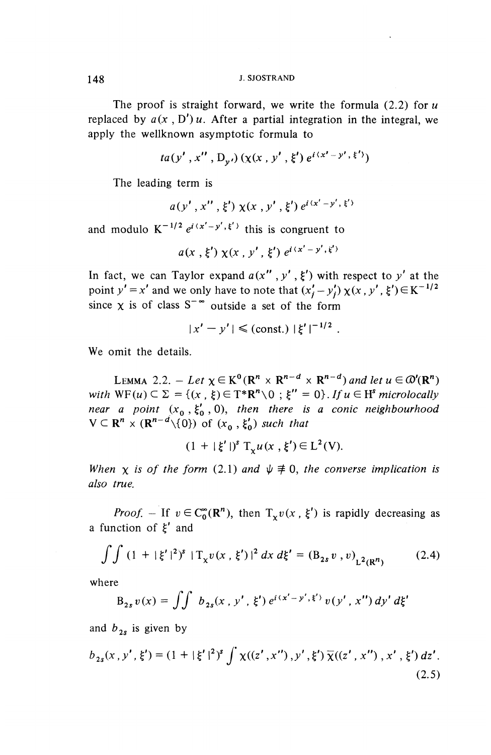The proof is straight forward, we write the formula (2.2) for $u$ replaced by $a(x, D')u$. After a partial integration in the integral, we apply the wellknown asymptotic formula to

$$ta(y', x'', D_{y'})(\chi(x, y', \xi') e^{i\langle x'-y', \xi'\rangle})$$

The leading term is

$$a(y', x'', \xi') \chi(x, y', \xi') e^{i\langle x'-y', \xi'\rangle}$$

and modulo $K^{-1/2} e^{i\langle x'-y', \xi'\rangle}$ this is congruent to

$$a(x, \xi') \chi(x, y', \xi') e^{i\langle x'-y', \xi'\rangle}$$

In fact, we can Taylor expand $a(x'', y', \xi')$ with respect to $y'$ at the point $y' = x'$ and we only have to note that $(x'_j - y'_j) \chi(x, y', \xi') \in K^{-1/2}$ since $\chi$ is of class $S^{-\infty}$ outside a set of the form

$$|x' - y'| \leqslant (\text{const.}) |\xi'|^{-1/2} .$$

We omit the details.

LEMMA 2.2. – *Let $\chi \in K^0(\mathbf{R}^n \times \mathbf{R}^{n-d} \times \mathbf{R}^{n-d})$ and let $u \in \mathcal{D}'(\mathbf{R}^n)$ with $\mathrm{WF}(u) \subset \Sigma = \{(x, \xi) \in T^*\mathbf{R}^n \backslash 0 \ ; \ \xi'' = 0\}$. If $u \in H^s$ microlocally near a point $(x_0, \xi'_0, 0)$, then there is a conic neighbourhood $V \subset \mathbf{R}^n \times (\mathbf{R}^{n-d} \backslash \{0\})$ of $(x_0, \xi_0')$ such that*

$$(1 + |\xi'|)^s \, T_\chi u(x, \xi') \in L^2(V).$$

*When $\chi$ is of the form (2.1) and $\psi \not\equiv 0$, the converse implication is also true.*

*Proof.* – If $v \in C_0^\infty(\mathbf{R}^n)$, then $T_\chi v(x, \xi')$ is rapidly decreasing as a function of $\xi'$ and

$$\iint (1 + |\xi'|^2)^s \, |T_\chi v(x, \xi')|^2 \, dx \, d\xi' = (B_{2s} v, v)_{L^2(\mathbf{R}^n)} \tag{2.4}$$

where

$$B_{2s} v(x) = \iint b_{2s}(x, y', \xi') e^{i\langle x'-y', \xi'\rangle} v(y', x'') \, dy' \, d\xi'$$

and $b_{2s}$ is given by

$$b_{2s}(x, y', \xi') = (1 + |\xi'|^2)^s \int \chi((z', x''), y', \xi') \overline{\chi}((z', x''), x', \xi') \, dz'. \tag{2.5}$$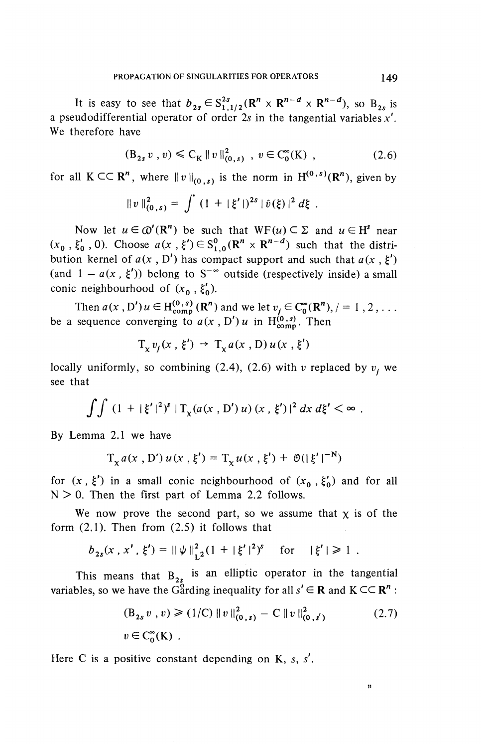It is easy to see that $b_{2s} \in S^{2s}_{1,1/2}(\mathbf{R}^n \times \mathbf{R}^{n-d} \times \mathbf{R}^{n-d})$, so $B_{2s}$ is a pseudodifferential operator of order $2s$ in the tangential variables $x'$. We therefore have

$$(B_{2s}\, v\,, v) \leqslant C_K \,\|v\|^2_{(0\,,s)}\ , \quad v \in C_0^\infty(K)\ , \tag{2.6}$$

for all $K \subset\subset \mathbf{R}^n$, where $\|v\|_{(0\,,s)}$ is the norm in $H^{(0\,,s)}(\mathbf{R}^n)$, given by

$$\|v\|^2_{(0\,,s)} = \int (1 + |\xi'|)^{2s}\, |\hat{v}(\xi)|^2\, d\xi\ .$$

Now let $u \in \mathcal{D}'(\mathbf{R}^n)$ be such that $WF(u) \subset \Sigma$ and $u \in H^s$ near $(x_0\,, \xi_0'\,, 0)$. Choose $a(x\,, \xi') \in S^0_{1,0}(\mathbf{R}^n \times \mathbf{R}^{n-d})$ such that the distribution kernel of $a(x\,, D')$ has compact support and such that $a(x\,, \xi')$ (and $1 - a(x\,, \xi')$) belong to $S^{-\infty}$ outside (respectively inside) a small conic neighbourhood of $(x_0\,, \xi_0')$.

Then $a(x\,, D')\,u \in H^{(0\,,s)}_{\text{comp}}(\mathbf{R}^n)$ and we let $v_j \in C_0^\infty(\mathbf{R}^n)$, $j = 1\,, 2\,, \ldots$ be a sequence converging to $a(x\,, D')\,u$ in $H^{(0\,,s)}_{\text{comp}}$. Then

$$T_\chi\, v_j(x\,, \xi') \to T_\chi\, a(x\,, D)\, u(x\,, \xi')$$

locally uniformly, so combining (2.4), (2.6) with $v$ replaced by $v_j$ we see that

$$\iint (1 + |\xi'|^2)^s\, |T_\chi(a(x\,, D')\, u)\,(x\,, \xi')|^2\, dx\, d\xi' < \infty\ .$$

By Lemma 2.1 we have

$$T_\chi\, a(x\,, D')\, u(x\,, \xi') = T_\chi\, u(x\,, \xi') + \mathcal{O}(|\xi'|^{-N})$$

for $(x\,, \xi')$ in a small conic neighbourhood of $(x_0\,, \xi_0')$ and for all $N > 0$. Then the first part of Lemma 2.2 follows.

We now prove the second part, so we assume that $\chi$ is of the form (2.1). Then from (2.5) it follows that

$$b_{2s}(x\,, x'\,, \xi') = \|\psi\|^2_{L^2}(1 + |\xi'|^2)^s \quad \text{for} \quad |\xi'| \geqslant 1\ .$$

This means that $B_{2s}$ is an elliptic operator in the tangential variables, so we have the Gårding inequality for all $s' \in \mathbf{R}$ and $K \subset\subset \mathbf{R}^n$ :

$$(B_{2s}\, v\,, v) \geqslant (1/C)\, \|v\|^2_{(0\,,s)} - C\, \|v\|^2_{(0\,,s')} \tag{2.7}$$

$$v \in C_0^\infty(K)\ .$$

Here $C$ is a positive constant depending on $K$, $s$, $s'$.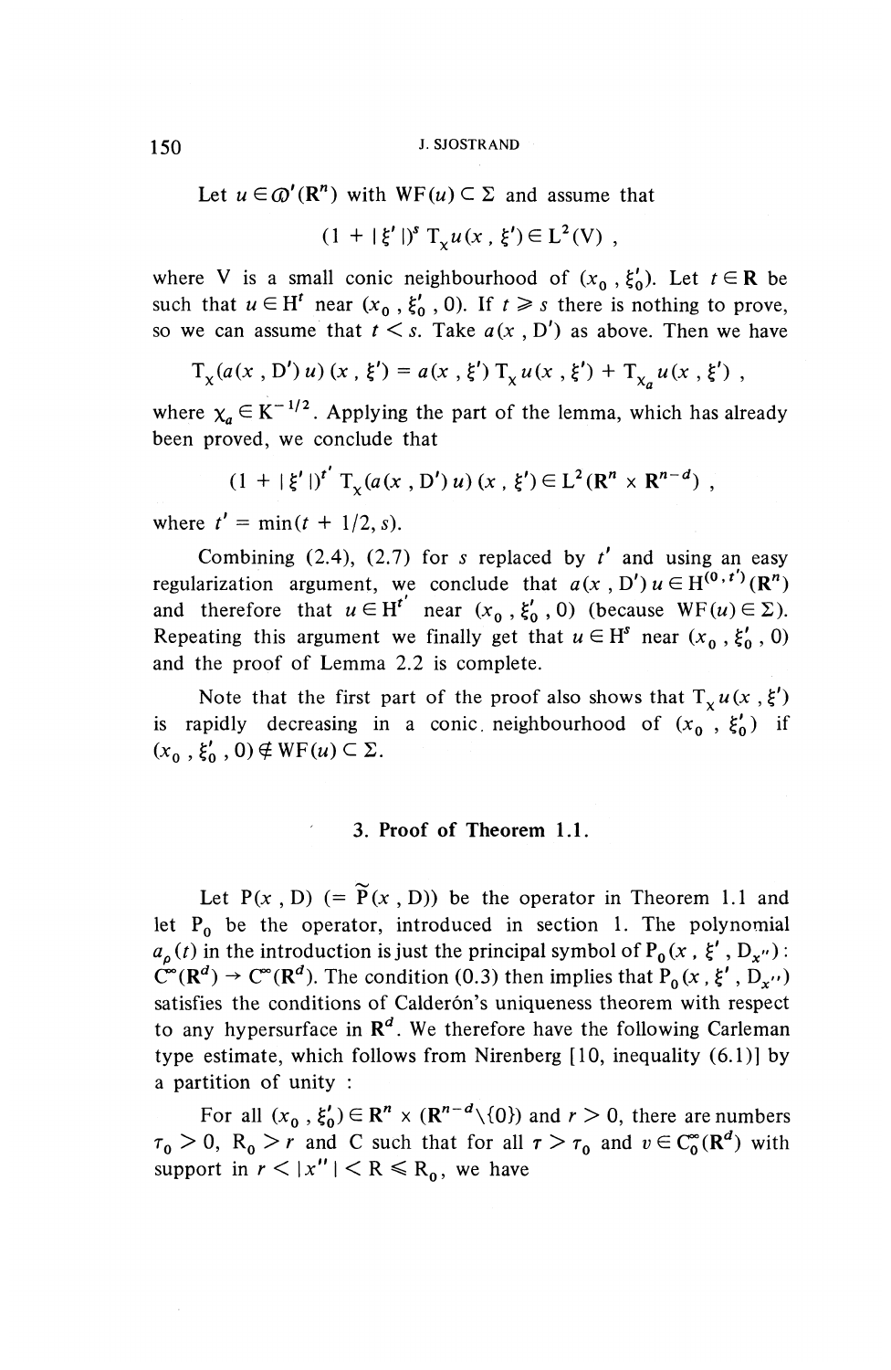Let $u \in \mathcal{D}'(\mathbf{R}^n)$ with $\mathrm{WF}(u) \subset \Sigma$ and assume that

$$(1 + |\xi'|)^s \, \mathrm{T}_\chi u(x, \xi') \in \mathrm{L}^2(\mathrm{V}),$$

where V is a small conic neighbourhood of $(x_0, \xi_0')$. Let $t \in \mathbf{R}$ be such that $u \in \mathrm{H}^t$ near $(x_0, \xi_0', 0)$. If $t \geqslant s$ there is nothing to prove, so we can assume that $t < s$. Take $a(x, \mathrm{D}')$ as above. Then we have

$$\mathrm{T}_\chi(a(x, \mathrm{D}')\, u)(x, \xi') = a(x, \xi')\, \mathrm{T}_\chi u(x, \xi') + \mathrm{T}_{\chi_a} u(x, \xi'),$$

where $\chi_a \in \mathrm{K}^{-1/2}$. Applying the part of the lemma, which has already been proved, we conclude that

$$(1 + |\xi'|)^{t'} \, \mathrm{T}_\chi(a(x, \mathrm{D}')\, u)(x, \xi') \in \mathrm{L}^2(\mathbf{R}^n \times \mathbf{R}^{n-d}),$$

where $t' = \min(t + 1/2, s)$.

Combining (2.4), (2.7) for $s$ replaced by $t'$ and using an easy regularization argument, we conclude that $a(x, \mathrm{D}')\, u \in \mathrm{H}^{(0, t')}(\mathbf{R}^n)$ and therefore that $u \in \mathrm{H}^{t'}$ near $(x_0, \xi_0', 0)$ (because $\mathrm{WF}(u) \in \Sigma$). Repeating this argument we finally get that $u \in \mathrm{H}^s$ near $(x_0, \xi_0', 0)$ and the proof of Lemma 2.2 is complete.

Note that the first part of the proof also shows that $\mathrm{T}_\chi u(x, \xi')$ is rapidly decreasing in a conic neighbourhood of $(x_0, \xi_0')$ if $(x_0, \xi_0', 0) \notin \mathrm{WF}(u) \subset \Sigma$.

## 3. Proof of Theorem 1.1.

Let $\mathrm{P}(x, \mathrm{D})$ $(= \widetilde{\mathrm{P}}(x, \mathrm{D}))$ be the operator in Theorem 1.1 and let $\mathrm{P}_0$ be the operator, introduced in section 1. The polynomial $a_p(t)$ in the introduction is just the principal symbol of $\mathrm{P}_0(x, \xi', \mathrm{D}_{x''})$ : $\mathrm{C}^\infty(\mathbf{R}^d) \to \mathrm{C}^\infty(\mathbf{R}^d)$. The condition (0.3) then implies that $\mathrm{P}_0(x, \xi', \mathrm{D}_{x''})$ satisfies the conditions of Calderón's uniqueness theorem with respect to any hypersurface in $\mathbf{R}^d$. We therefore have the following Carleman type estimate, which follows from Nirenberg [10, inequality (6.1)] by a partition of unity :

For all $(x_0, \xi_0') \in \mathbf{R}^n \times (\mathbf{R}^{n-d} \backslash \{0\})$ and $r > 0$, there are numbers $\tau_0 > 0$, $\mathrm{R}_0 > r$ and C such that for all $\tau > \tau_0$ and $v \in \mathrm{C}_0^\infty(\mathbf{R}^d)$ with support in $r < |x''| < \mathrm{R} \leqslant \mathrm{R}_0$, we have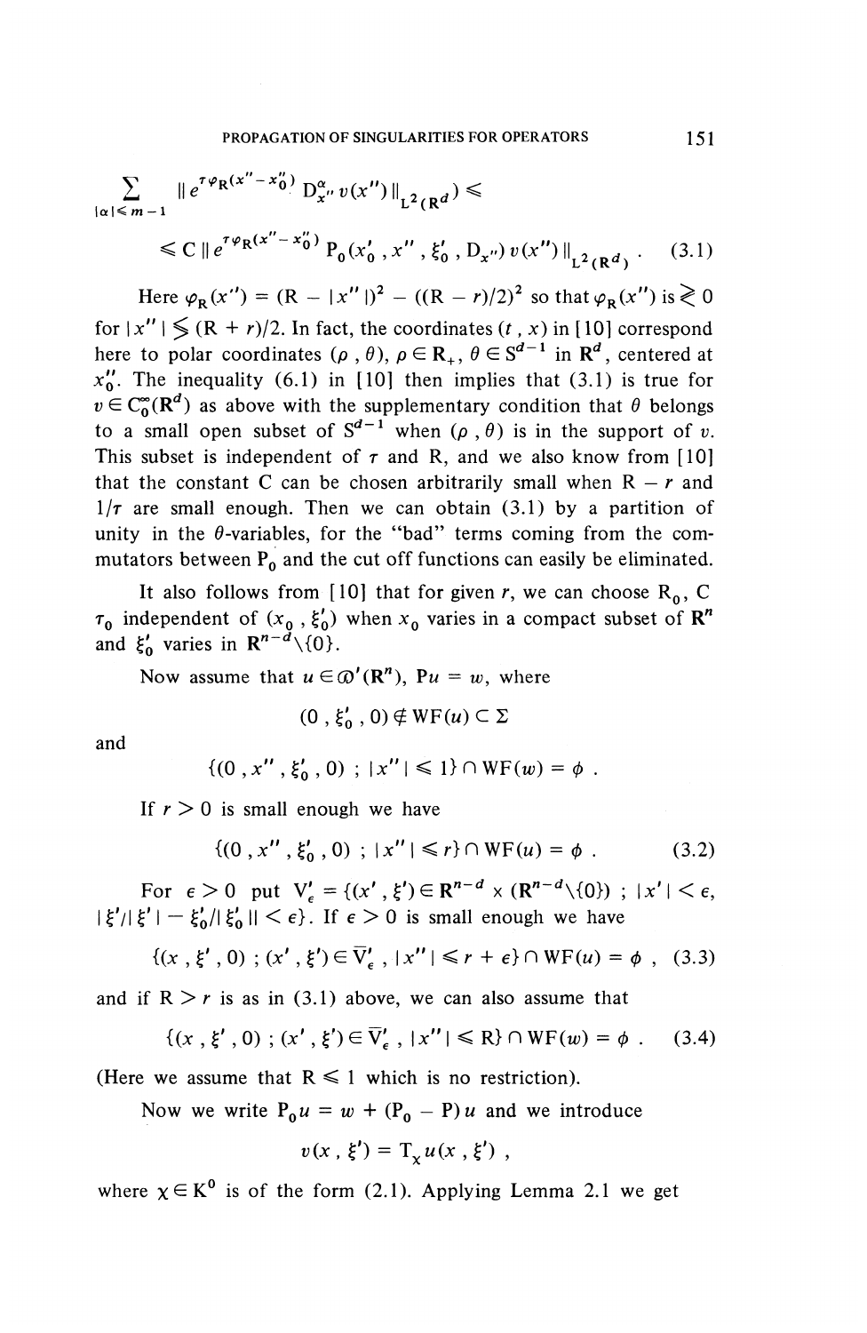$$\sum_{|\alpha| \leqslant m-1} \| e^{\tau \varphi_R(x''-x_0'')} D_{x''}^{\alpha} v(x'') \|_{L^2(\mathbf{R}^d)} \leqslant$$

$$\leqslant C \| e^{\tau \varphi_R(x''-x_0'')} P_0(x_0', x'', \xi_0', D_{x''}) v(x'') \|_{L^2(\mathbf{R}^d)} . \tag{3.1}$$

Here $\varphi_R(x'') = (R - |x''|)^2 - ((R-r)/2)^2$ so that $\varphi_R(x'')$ is $\gtrless 0$ for $|x''| \lessgtr (R+r)/2$. In fact, the coordinates $(t, x)$ in [10] correspond here to polar coordinates $(\rho, \theta)$, $\rho \in \mathbf{R}_+$, $\theta \in S^{d-1}$ in $\mathbf{R}^d$, centered at $x_0''$. The inequality (6.1) in [10] then implies that (3.1) is true for $v \in C_0^\infty(\mathbf{R}^d)$ as above with the supplementary condition that $\theta$ belongs to a small open subset of $S^{d-1}$ when $(\rho, \theta)$ is in the support of $v$. This subset is independent of $\tau$ and R, and we also know from [10] that the constant C can be chosen arbitrarily small when $R - r$ and $1/\tau$ are small enough. Then we can obtain (3.1) by a partition of unity in the $\theta$-variables, for the "bad" terms coming from the commutators between $P_0$ and the cut off functions can easily be eliminated.

It also follows from [10] that for given $r$, we can choose $R_0$, C $\tau_0$ independent of $(x_0, \xi_0')$ when $x_0$ varies in a compact subset of $\mathbf{R}^n$ and $\xi_0'$ varies in $\mathbf{R}^{n-d} \backslash \{0\}$.

Now assume that $u \in \mathcal{D}'(\mathbf{R}^n)$, $Pu = w$, where

$$(0, \xi_0', 0) \notin \mathrm{WF}(u) \subset \Sigma$$

and

$$\{(0, x'', \xi_0', 0) \; ; \; |x''| \leqslant 1\} \cap \mathrm{WF}(w) = \phi \; .$$

If $r > 0$ is small enough we have

$$\{(0, x'', \xi_0', 0) \; ; \; |x''| \leqslant r\} \cap \mathrm{WF}(u) = \phi \; . \tag{3.2}$$

For $\epsilon > 0$ put $V_\epsilon' = \{(x', \xi') \in \mathbf{R}^{n-d} \times (\mathbf{R}^{n-d} \backslash \{0\}) \; ; \; |x'| < \epsilon$, $|\xi'/|\xi'| - \xi_0'/|\xi_0'|| < \epsilon\}$. If $\epsilon > 0$ is small enough we have

$$\{(x, \xi', 0) \; ; \; (x', \xi') \in \overline{V}_\epsilon', \; |x''| \leqslant r + \epsilon\} \cap \mathrm{WF}(u) = \phi \; , \tag{3.3}$$

and if $R > r$ is as in (3.1) above, we can also assume that

$$\{(x, \xi', 0) \; ; \; (x', \xi') \in \overline{V}_\epsilon', \; |x''| \leqslant R\} \cap \mathrm{WF}(w) = \phi \; . \tag{3.4}$$

(Here we assume that $R \leqslant 1$ which is no restriction).

Now we write $P_0 u = w + (P_0 - P) u$ and we introduce

$$v(x, \xi') = T_\chi u(x, \xi') \; ,$$

where $\chi \in K^0$ is of the form (2.1). Applying Lemma 2.1 we get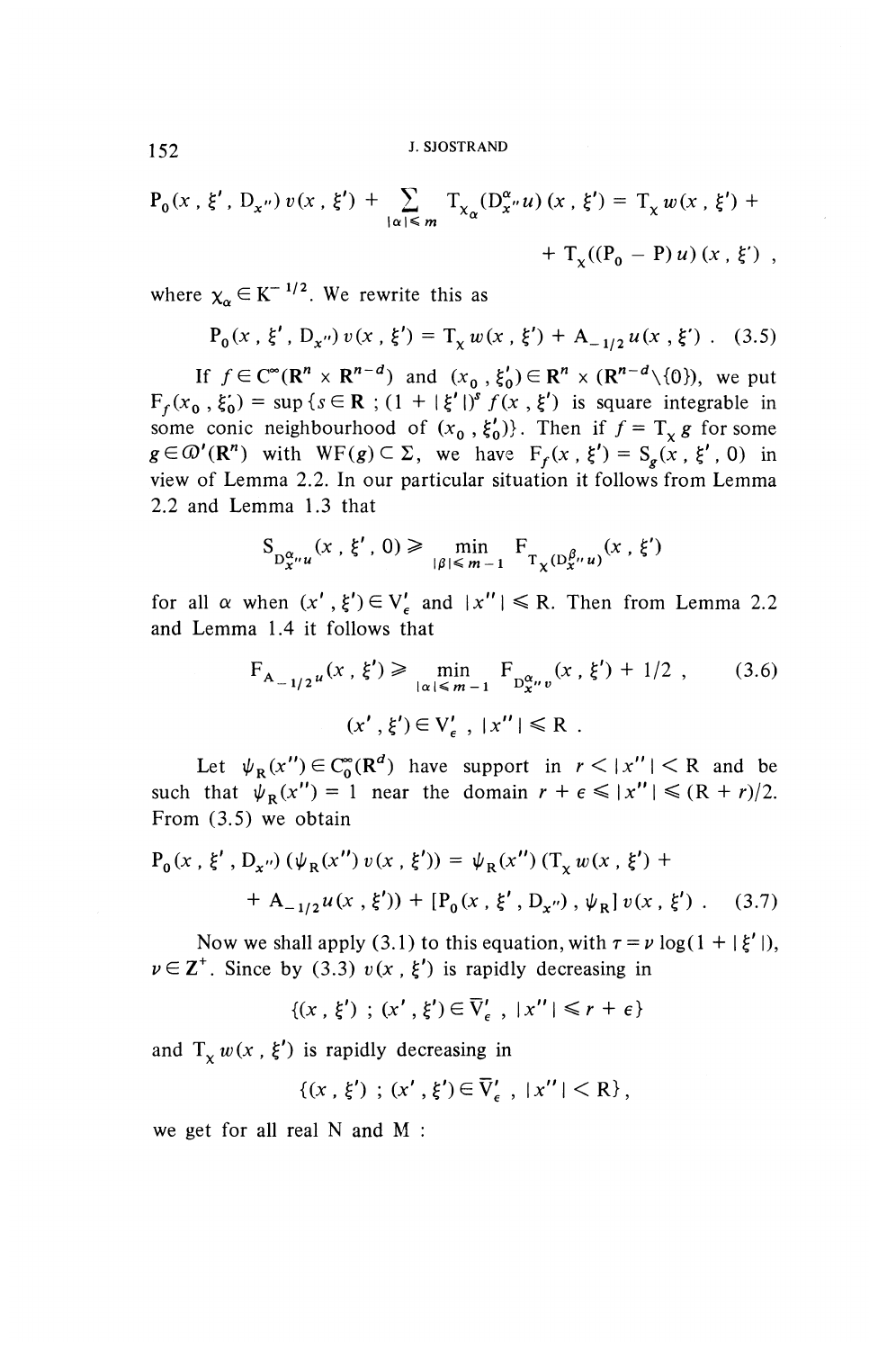$$P_0(x\,,\,\xi'\,,\,D_{x''})\,v(x\,,\,\xi') + \sum_{|\alpha|\leqslant m} T_{\chi_\alpha}(D_{x''}^\alpha u)\,(x\,,\,\xi') = T_\chi\, w(x\,,\,\xi') +$$
$$+\; T_\chi((P_0 - P)\,u)\,(x\,,\,\xi')\,,$$

where $\chi_\alpha \in K^{-1/2}$. We rewrite this as

$$P_0(x\,,\,\xi'\,,\,D_{x''})\,v(x\,,\,\xi') = T_\chi\, w(x\,,\,\xi') + A_{-1/2}\,u(x\,,\,\xi')\,. \quad (3.5)$$

If $f \in C^\infty(\mathbf{R}^n \times \mathbf{R}^{n-d})$ and $(x_0\,,\,\xi_0') \in \mathbf{R}^n \times (\mathbf{R}^{n-d}\backslash\{0\})$, we put $F_f(x_0\,,\,\xi_0') = \sup\{s \in \mathbf{R}\,;\,(1 + |\xi'|)^s f(x\,,\,\xi')$ is square integrable in some conic neighbourhood of $(x_0\,,\,\xi_0')\}$. Then if $f = T_\chi\, g$ for some $g \in \mathcal{D}'(\mathbf{R}^n)$ with $WF(g) \subset \Sigma$, we have $F_f(x\,,\,\xi') = S_g(x\,,\,\xi'\,,\,0)$ in view of Lemma 2.2. In our particular situation it follows from Lemma 2.2 and Lemma 1.3 that

$$S_{D_{x''}^\alpha u}(x\,,\,\xi'\,,\,0) \geqslant \min_{|\beta|\leqslant m-1} F_{T_\chi(D_{x''}^\beta u)}(x\,,\,\xi')$$

for all $\alpha$ when $(x'\,,\,\xi') \in V_\epsilon'$ and $|x''| \leqslant R$. Then from Lemma 2.2 and Lemma 1.4 it follows that

$$F_{A_{-1/2}u}(x\,,\,\xi') \geqslant \min_{|\alpha|\leqslant m-1} F_{D_{x''}^\alpha v}(x\,,\,\xi') + 1/2\,, \quad (3.6)$$
$$(x'\,,\,\xi') \in V_\epsilon'\,,\; |x''| \leqslant R\,.$$

Let $\psi_R(x'') \in C_0^\infty(\mathbf{R}^d)$ have support in $r < |x''| < R$ and be such that $\psi_R(x'') = 1$ near the domain $r + \epsilon \leqslant |x''| \leqslant (R + r)/2$. From (3.5) we obtain

$$P_0(x\,,\,\xi'\,,\,D_{x''})\,(\psi_R(x'')\,v(x\,,\,\xi')) = \psi_R(x'')\,(T_\chi\, w(x\,,\,\xi') +$$
$$+\; A_{-1/2}\,u(x\,,\,\xi')) + [P_0(x\,,\,\xi'\,,\,D_{x''})\,,\,\psi_R]\,v(x\,,\,\xi')\,. \quad (3.7)$$

Now we shall apply (3.1) to this equation, with $\tau = \nu \log(1 + |\xi'|)$, $\nu \in \mathbf{Z}^+$. Since by (3.3) $v(x\,,\,\xi')$ is rapidly decreasing in

$$\{(x\,,\,\xi')\,;\,(x'\,,\,\xi') \in \overline{V}_\epsilon'\,,\; |x''| \leqslant r + \epsilon\}$$

and $T_\chi\, w(x\,,\,\xi')$ is rapidly decreasing in

$$\{(x\,,\,\xi')\,;\,(x'\,,\,\xi') \in \overline{V}_\epsilon'\,,\; |x''| < R\},$$

we get for all real N and M :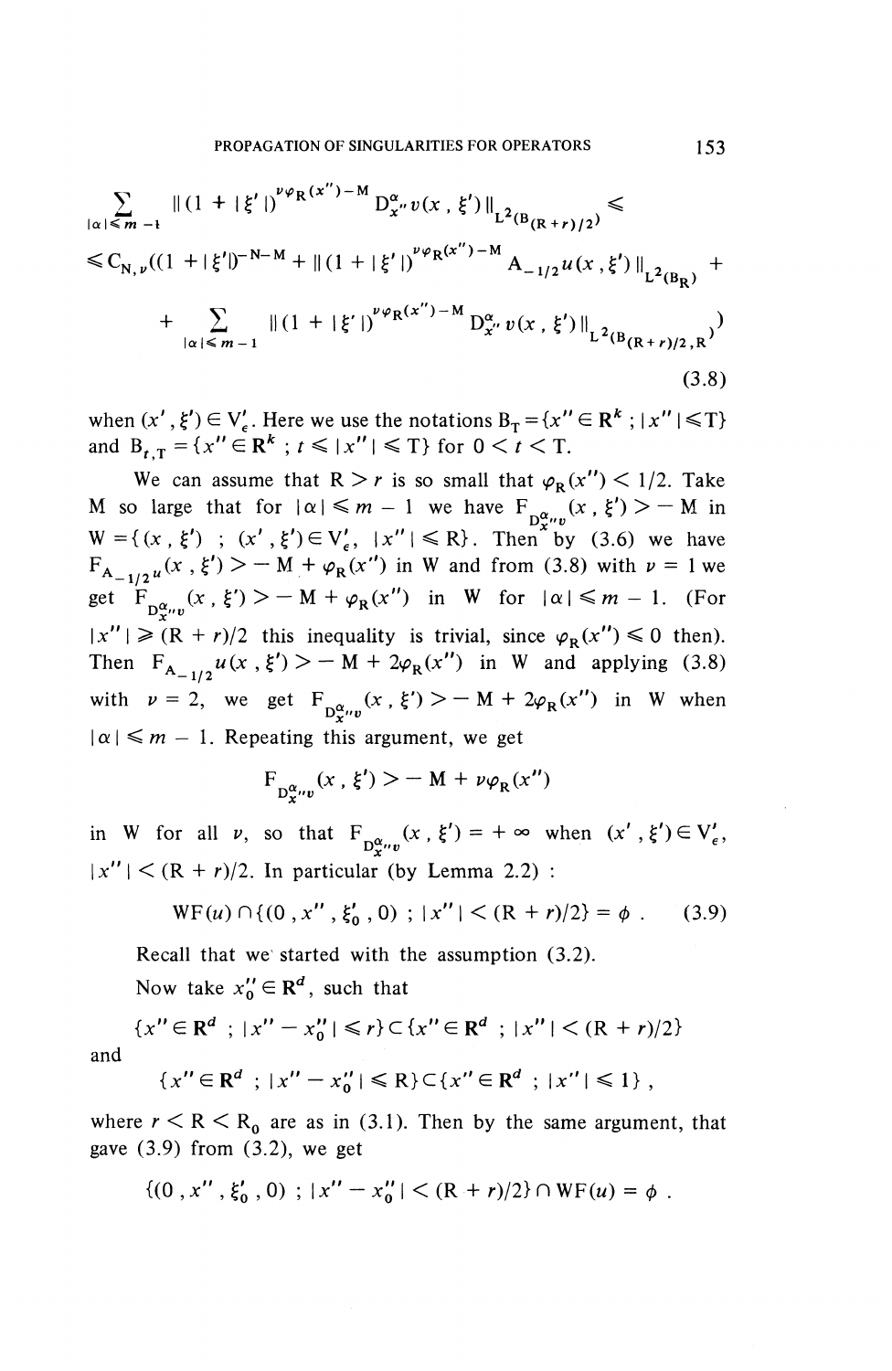$$\sum_{|\alpha| \leqslant m-1} \| (1+|\xi'|)^{\nu\varphi_R(x'')-M} D_{x''}^{\alpha} v(x,\xi') \|_{L^2(B_{(R+r)/2})} \leqslant$$

$$\leqslant C_{N,\nu}\Big((1+|\xi'|)^{-N-M} + \| (1+|\xi'|)^{\nu\varphi_R(x'')-M} A_{-1/2} u(x,\xi') \|_{L^2(B_R)} +$$

$$+ \sum_{|\alpha| \leqslant m-1} \| (1+|\xi'|)^{\nu\varphi_R(x'')-M} D_{x''}^{\alpha} v(x,\xi') \|_{L^2(B_{(R+r)/2,R})}\Big) \tag{3.8}$$

when $(x',\xi') \in V'_\epsilon$. Here we use the notations $B_T = \{x'' \in \mathbf{R}^k \; ; \; |x''| \leqslant T\}$ and $B_{t,T} = \{x'' \in \mathbf{R}^k \; ; \; t \leqslant |x''| \leqslant T\}$ for $0 < t < T$.

We can assume that $R > r$ is so small that $\varphi_R(x'') < 1/2$. Take $M$ so large that for $|\alpha| \leqslant m-1$ we have $F_{D_{x''}^{\alpha} v}(x,\xi') > -M$ in $W = \{(x,\xi') \; ; \; (x',\xi') \in V'_\epsilon, \; |x''| \leqslant R\}$. Then by (3.6) we have $F_{A_{-1/2}u}(x,\xi') > -M + \varphi_R(x'')$ in $W$ and from (3.8) with $\nu = 1$ we get $F_{D_{x''}^{\alpha} v}(x,\xi') > -M + \varphi_R(x'')$ in $W$ for $|\alpha| \leqslant m-1$. (For $|x''| \geqslant (R+r)/2$ this inequality is trivial, since $\varphi_R(x'') \leqslant 0$ then). Then $F_{A_{-1/2}u}(x,\xi') > -M + 2\varphi_R(x'')$ in $W$ and applying (3.8) with $\nu = 2$, we get $F_{D_{x''}^{\alpha} v}(x,\xi') > -M + 2\varphi_R(x'')$ in $W$ when $|\alpha| \leqslant m-1$. Repeating this argument, we get

$$F_{D_{x''}^{\alpha} v}(x,\xi') > -M + \nu\varphi_R(x'')$$

in $W$ for all $\nu$, so that $F_{D_{x''}^{\alpha} v}(x,\xi') = +\infty$ when $(x',\xi') \in V'_\epsilon$, $|x''| < (R+r)/2$. In particular (by Lemma 2.2) :

$$\mathrm{WF}(u) \cap \{(0, x'', \xi'_0, 0) \; ; \; |x''| < (R+r)/2\} = \phi \, . \tag{3.9}$$

Recall that we started with the assumption (3.2).

Now take $x''_0 \in \mathbf{R}^d$, such that

$$\{x'' \in \mathbf{R}^d \; ; \; |x'' - x''_0| \leqslant r\} \subset \{x'' \in \mathbf{R}^d \; ; \; |x''| < (R+r)/2\}$$

and

$$\{x'' \in \mathbf{R}^d \; ; \; |x'' - x''_0| \leqslant R\} \subset \{x'' \in \mathbf{R}^d \; ; \; |x''| \leqslant 1\} \, ,$$

where $r < R < R_0$ are as in (3.1). Then by the same argument, that gave (3.9) from (3.2), we get

$$\{(0, x'', \xi'_0, 0) \; ; \; |x'' - x''_0| < (R+r)/2\} \cap \mathrm{WF}(u) = \phi \, .$$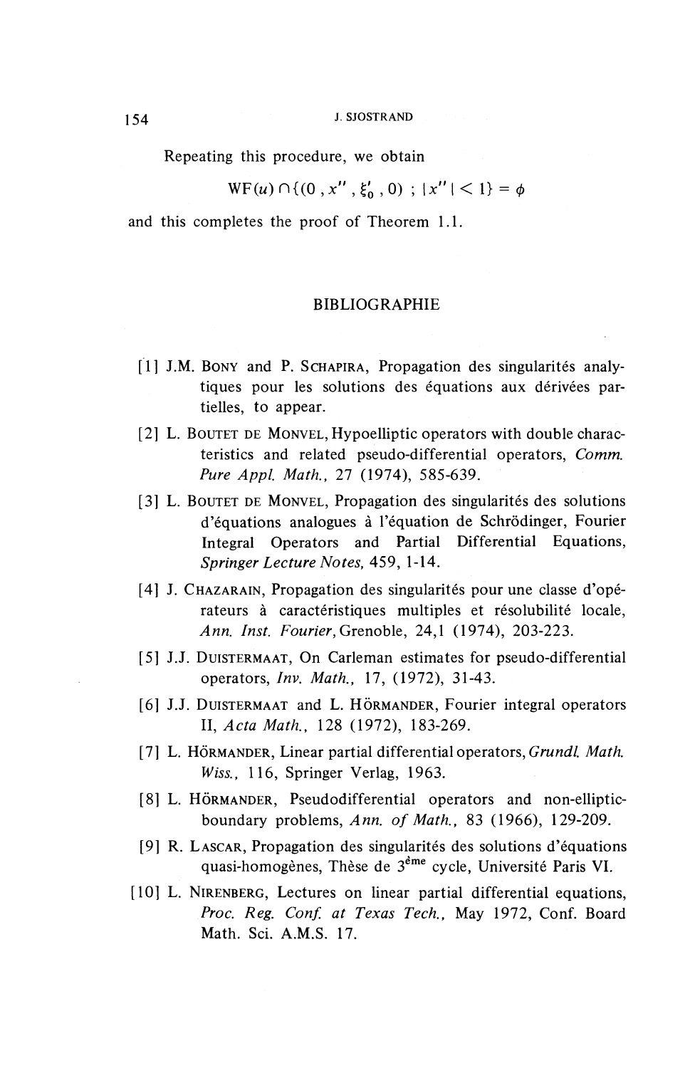Repeating this procedure, we obtain

$$\mathrm{WF}(u) \cap \{(0, x'', \xi_0', 0) \; ; \; |x''| < 1\} = \phi$$

and this completes the proof of Theorem 1.1.

## BIBLIOGRAPHIE

[1] J.M. Bony and P. Schapira, Propagation des singularités analytiques pour les solutions des équations aux dérivées partielles, to appear.

[2] L. Boutet de Monvel, Hypoelliptic operators with double characteristics and related pseudo-differential operators, *Comm. Pure Appl. Math.*, 27 (1974), 585-639.

[3] L. Boutet de Monvel, Propagation des singularités des solutions d'équations analogues à l'équation de Schrödinger, Fourier Integral Operators and Partial Differential Equations, *Springer Lecture Notes*, 459, 1-14.

[4] J. Chazarain, Propagation des singularités pour une classe d'opérateurs à caractéristiques multiples et résolubilité locale, *Ann. Inst. Fourier*, Grenoble, 24,1 (1974), 203-223.

[5] J.J. Duistermaat, On Carleman estimates for pseudo-differential operators, *Inv. Math.*, 17, (1972), 31-43.

[6] J.J. Duistermaat and L. Hörmander, Fourier integral operators II, *Acta Math.*, 128 (1972), 183-269.

[7] L. Hörmander, Linear partial differential operators, *Grundl. Math. Wiss.*, 116, Springer Verlag, 1963.

[8] L. Hörmander, Pseudodifferential operators and non-elliptic-boundary problems, *Ann. of Math.*, 83 (1966), 129-209.

[9] R. Lascar, Propagation des singularités des solutions d'équations quasi-homogènes, Thèse de 3ème cycle, Université Paris VI.

[10] L. Nirenberg, Lectures on linear partial differential equations, *Proc. Reg. Conf. at Texas Tech.*, May 1972, Conf. Board Math. Sci. A.M.S. 17.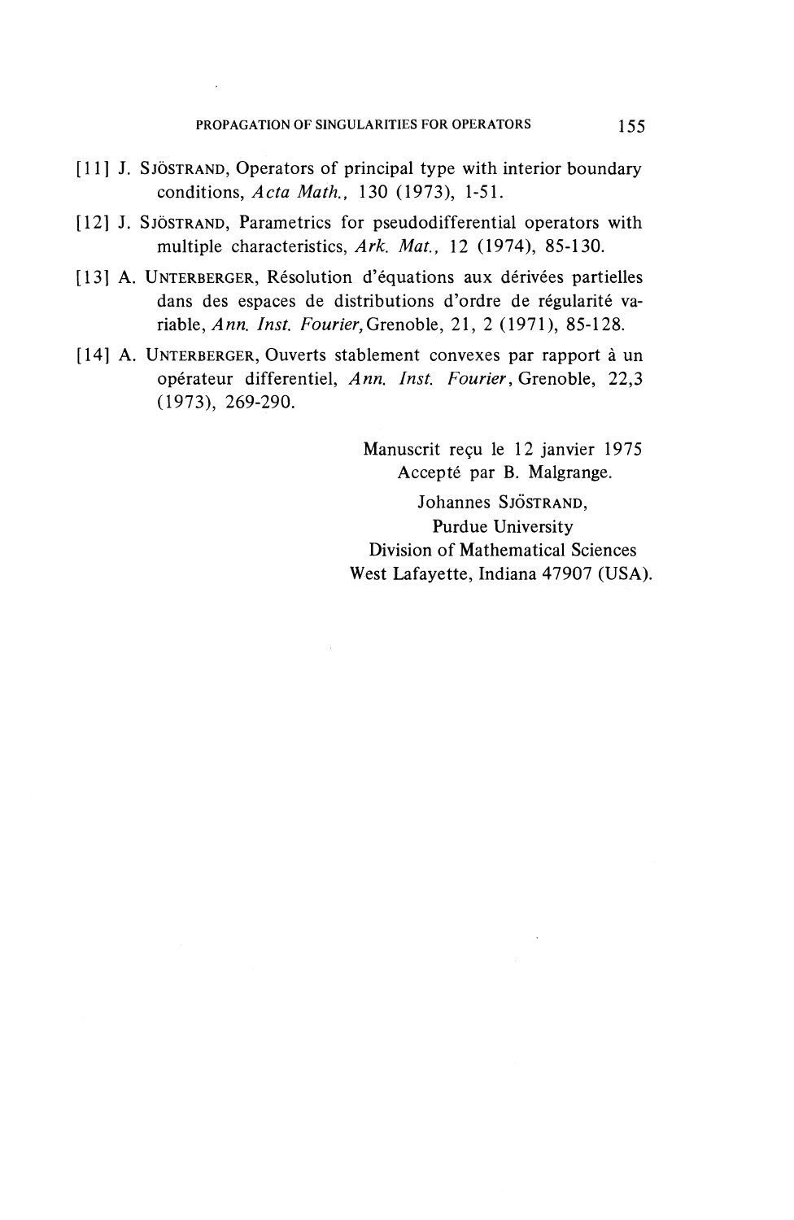[11] J. SJÖSTRAND, Operators of principal type with interior boundary conditions, *Acta Math.*, 130 (1973), 1-51.

[12] J. SJÖSTRAND, Parametrics for pseudodifferential operators with multiple characteristics, *Ark. Mat.*, 12 (1974), 85-130.

[13] A. UNTERBERGER, Résolution d'équations aux dérivées partielles dans des espaces de distributions d'ordre de régularité variable, *Ann. Inst. Fourier*, Grenoble, 21, 2 (1971), 85-128.

[14] A. UNTERBERGER, Ouverts stablement convexes par rapport à un opérateur differentiel, *Ann. Inst. Fourier*, Grenoble, 22,3 (1973), 269-290.

Manuscrit reçu le 12 janvier 1975
Accepté par B. Malgrange.

Johannes SJÖSTRAND,
Purdue University
Division of Mathematical Sciences
West Lafayette, Indiana 47907 (USA).